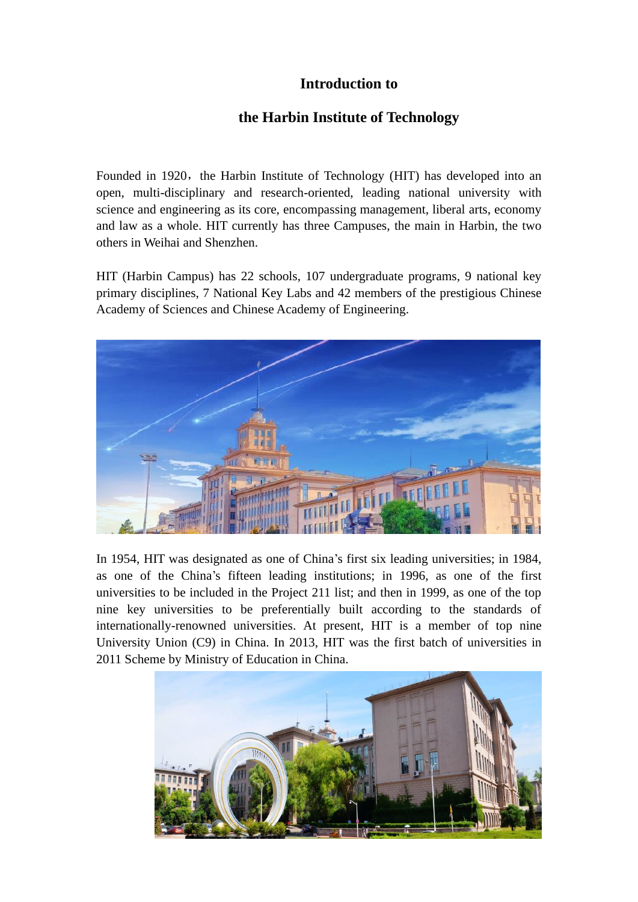# Introduction to

# the Harbin Institute of Technology

Founded in 1920，the Harbin Institute of Technology (HIT) has developed into an open, multi-disciplinary and research-oriented, leading national university with science and engineering as its core, encompassing management, liberal arts, economy and law as a whole. HIT currently has three Campuses, the main in Harbin, the two others in Weihai and Shenzhen.

HIT (Harbin Campus) has 22 schools, 107 undergraduate programs, 9 national key primary disciplines, 7 National Key Labs and 42 members of the prestigious Chinese Academy of Sciences and Chinese Academy of Engineering.

In 1954, HIT was designated as one of China's first six leading universities; in 1984, as one of the China's fifteen leading institutions; in 1996, as one of the first universities to be included in the Project 211 list; and then in 1999, as one of the top nine key universities to be preferentially built according to the standards of internationally-renowned universities. At present, HIT is a member of top nine University Union (C9) in China. In 2013, HIT was the first batch of universities in 2011 Scheme by Ministry of Education in China.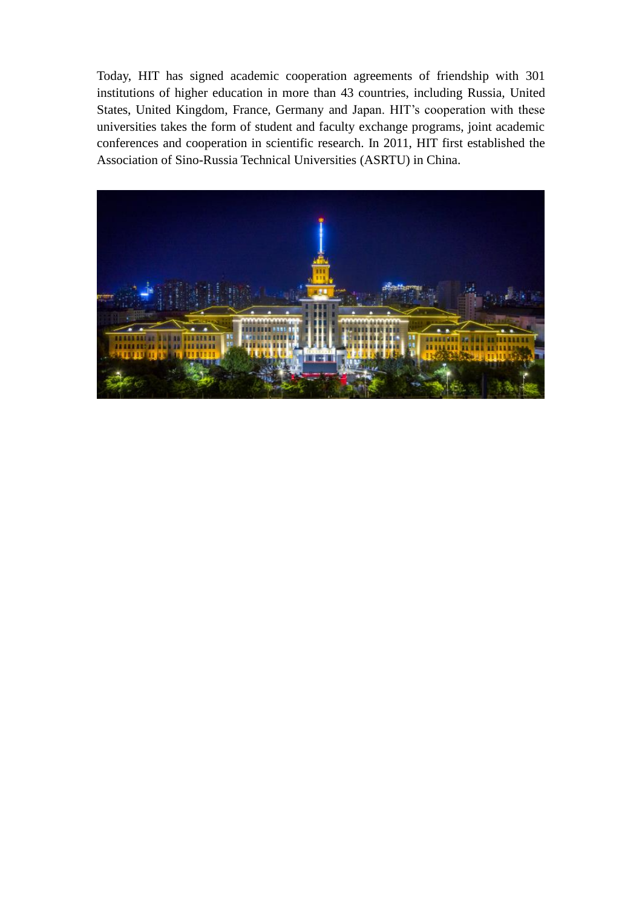Today, HIT has signed academic cooperation agreements of friendship with 301 institutions of higher education in more than 43 countries, including Russia, United States, United Kingdom, France, Germany and Japan. HIT's cooperation with these universities takes the form of student and faculty exchange programs, joint academic conferences and cooperation in scientific research. In 2011, HIT first established the Association of Sino-Russia Technical Universities (ASRTU) in China.